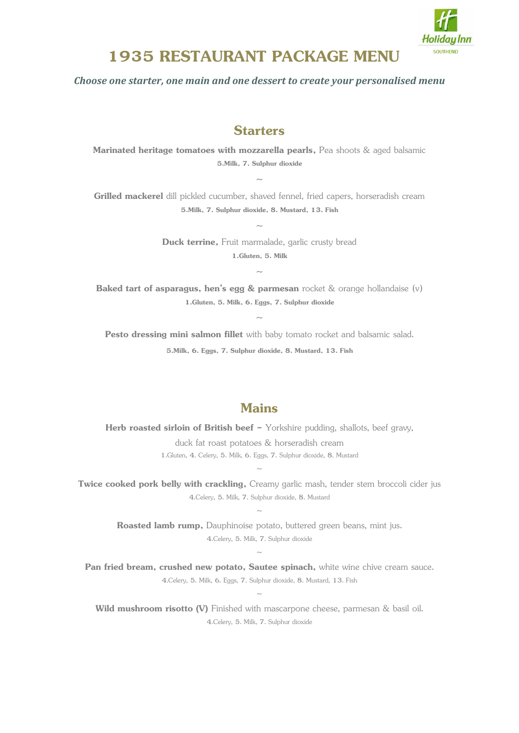# 1935 RESTAURANT PACKAGE MENU

***Choose one starter, one main and one dessert to create your personalised menu***

## Starters

**Marinated heritage tomatoes with mozzarella pearls,** Pea shoots & aged balsamic
**5.Milk, 7. Sulphur dioxide**

~

**Grilled mackerel** dill pickled cucumber, shaved fennel, fried capers, horseradish cream
**5.Milk, 7. Sulphur dioxide, 8. Mustard, 13. Fish**

~

**Duck terrine,** Fruit marmalade, garlic crusty bread
**1.Gluten, 5. Milk**

~

**Baked tart of asparagus, hen's egg & parmesan** rocket & orange hollandaise (v)
**1.Gluten, 5. Milk, 6. Eggs, 7. Sulphur dioxide**

~

**Pesto dressing mini salmon fillet** with baby tomato rocket and balsamic salad.
**5.Milk, 6. Eggs, 7. Sulphur dioxide, 8. Mustard, 13. Fish**

## Mains

**Herb roasted sirloin of British beef –** Yorkshire pudding, shallots, beef gravy, duck fat roast potatoes & horseradish cream
1.Gluten, 4. Celery, 5. Milk, 6. Eggs, 7. Sulphur dioxide, 8. Mustard

~

**Twice cooked pork belly with crackling,** Creamy garlic mash, tender stem broccoli cider jus
4.Celery, 5. Milk, 7. Sulphur dioxide, 8. Mustard

~

**Roasted lamb rump,** Dauphinoise potato, buttered green beans, mint jus.
4.Celery, 5. Milk, 7. Sulphur dioxide

~

**Pan fried bream, crushed new potato, Sautee spinach,** white wine chive cream sauce.
4.Celery, 5. Milk, 6. Eggs, 7. Sulphur dioxide, 8. Mustard, 13. Fish

~

**Wild mushroom risotto (V)** Finished with mascarpone cheese, parmesan & basil oil.
4.Celery, 5. Milk, 7. Sulphur dioxide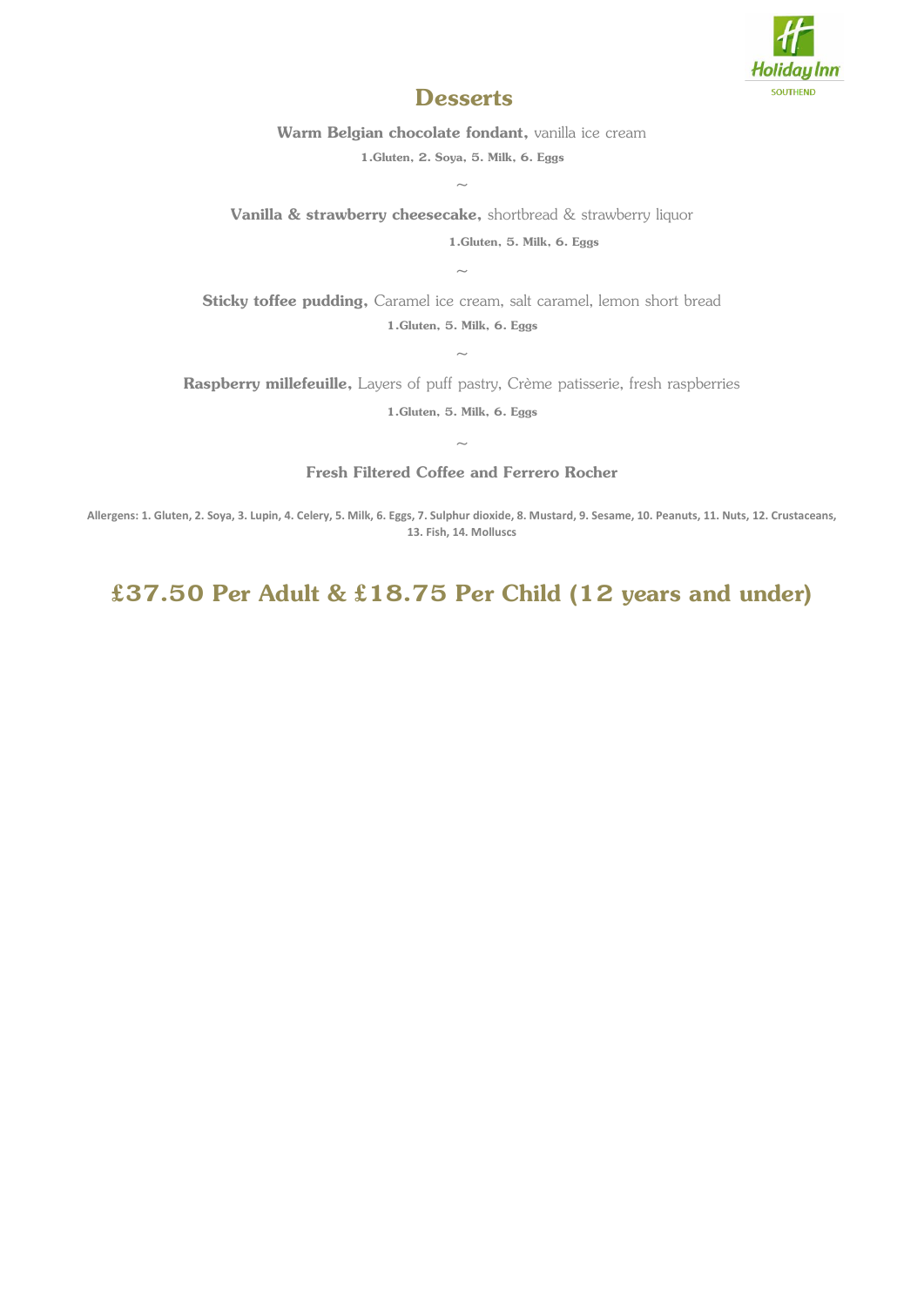## Desserts

**Warm Belgian chocolate fondant,** vanilla ice cream

**1.Gluten, 2. Soya, 5. Milk, 6. Eggs**

~

**Vanilla & strawberry cheesecake,** shortbread & strawberry liquor

**1.Gluten, 5. Milk, 6. Eggs**

~

**Sticky toffee pudding,** Caramel ice cream, salt caramel, lemon short bread

**1.Gluten, 5. Milk, 6. Eggs**

~

**Raspberry millefeuille,** Layers of puff pastry, Crème patisserie, fresh raspberries

**1.Gluten, 5. Milk, 6. Eggs**

~

**Fresh Filtered Coffee and Ferrero Rocher**

**Allergens: 1. Gluten, 2. Soya, 3. Lupin, 4. Celery, 5. Milk, 6. Eggs, 7. Sulphur dioxide, 8. Mustard, 9. Sesame, 10. Peanuts, 11. Nuts, 12. Crustaceans, 13. Fish, 14. Molluscs**

## £37.50 Per Adult & £18.75 Per Child (12 years and under)